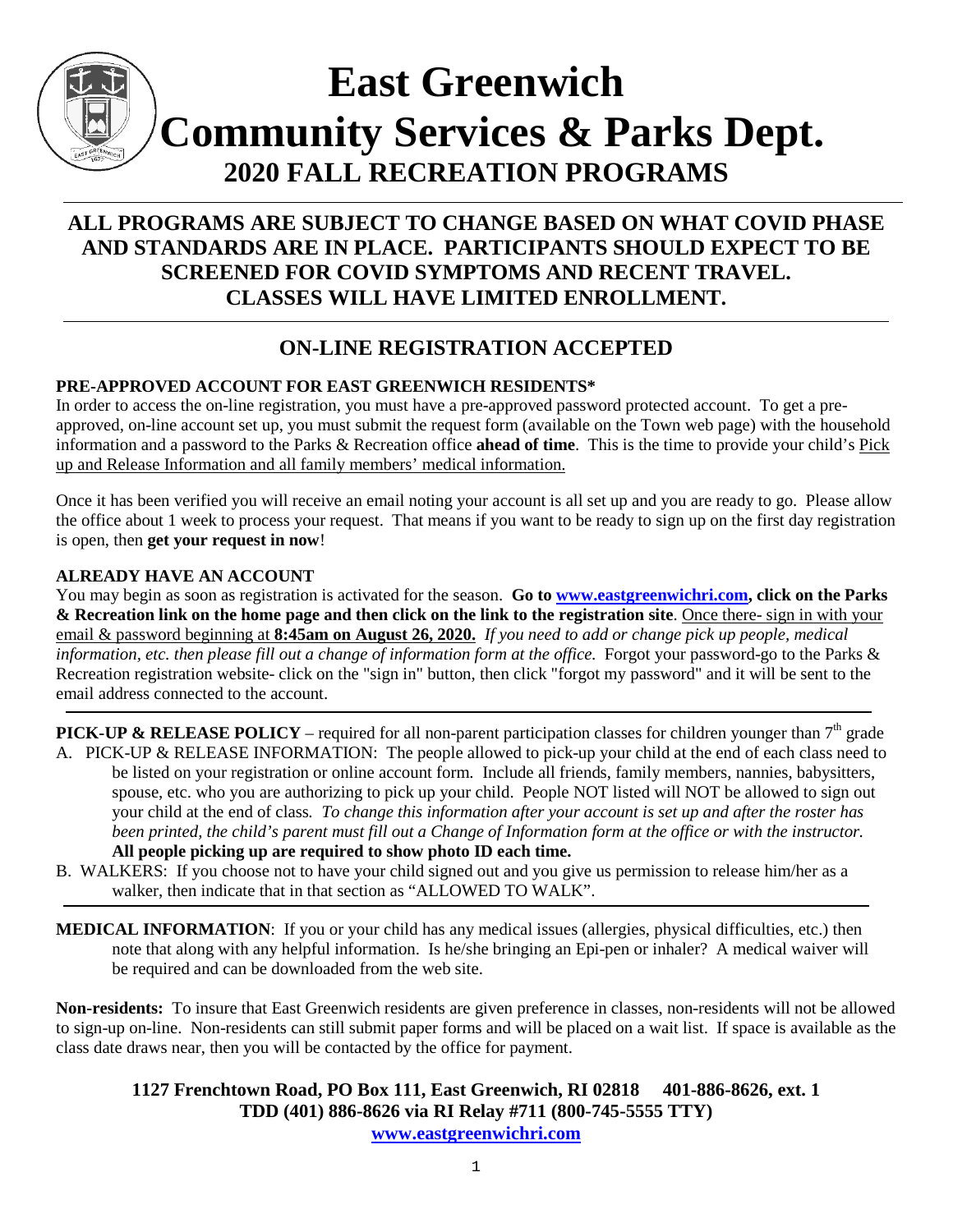# East Greenwich Community Services & Parks Dept.

## 2020 FALL RECREATION PROGRAMS

**ALL PROGRAMS ARE SUBJECT TO CHANGE BASED ON WHAT COVID PHASE AND STANDARDS ARE IN PLACE. PARTICIPANTS SHOULD EXPECT TO BE SCREENED FOR COVID SYMPTOMS AND RECENT TRAVEL. CLASSES WILL HAVE LIMITED ENROLLMENT.**

## ON-LINE REGISTRATION ACCEPTED

**PRE-APPROVED ACCOUNT FOR EAST GREENWICH RESIDENTS***

In order to access the on-line registration, you must have a pre-approved password protected account. To get a pre-approved, on-line account set up, you must submit the request form (available on the Town web page) with the household information and a password to the Parks & Recreation office **ahead of time**. This is the time to provide your child's Pick up and Release Information and all family members' medical information.

Once it has been verified you will receive an email noting your account is all set up and you are ready to go. Please allow the office about 1 week to process your request. That means if you want to be ready to sign up on the first day registration is open, then **get your request in now**!

**ALREADY HAVE AN ACCOUNT**

You may begin as soon as registration is activated for the season. **Go to www.eastgreenwichri.com, click on the Parks & Recreation link on the home page and then click on the link to the registration site**. Once there- sign in with your email & password beginning at **8:45am on August 26, 2020.** *If you need to add or change pick up people, medical information, etc. then please fill out a change of information form at the office.* Forgot your password-go to the Parks & Recreation registration website- click on the "sign in" button, then click "forgot my password" and it will be sent to the email address connected to the account.

**PICK-UP & RELEASE POLICY** – required for all non-parent participation classes for children younger than 7th grade

A. PICK-UP & RELEASE INFORMATION: The people allowed to pick-up your child at the end of each class need to be listed on your registration or online account form. Include all friends, family members, nannies, babysitters, spouse, etc. who you are authorizing to pick up your child. People NOT listed will NOT be allowed to sign out your child at the end of class. *To change this information after your account is set up and after the roster has been printed, the child's parent must fill out a Change of Information form at the office or with the instructor.* **All people picking up are required to show photo ID each time.**

B. WALKERS: If you choose not to have your child signed out and you give us permission to release him/her as a walker, then indicate that in that section as "ALLOWED TO WALK".

**MEDICAL INFORMATION**: If you or your child has any medical issues (allergies, physical difficulties, etc.) then note that along with any helpful information. Is he/she bringing an Epi-pen or inhaler? A medical waiver will be required and can be downloaded from the web site.

**Non-residents:** To insure that East Greenwich residents are given preference in classes, non-residents will not be allowed to sign-up on-line. Non-residents can still submit paper forms and will be placed on a wait list. If space is available as the class date draws near, then you will be contacted by the office for payment.

**1127 Frenchtown Road, PO Box 111, East Greenwich, RI 02818 401-886-8626, ext. 1**
**TDD (401) 886-8626 via RI Relay #711 (800-745-5555 TTY)**
**www.eastgreenwichri.com**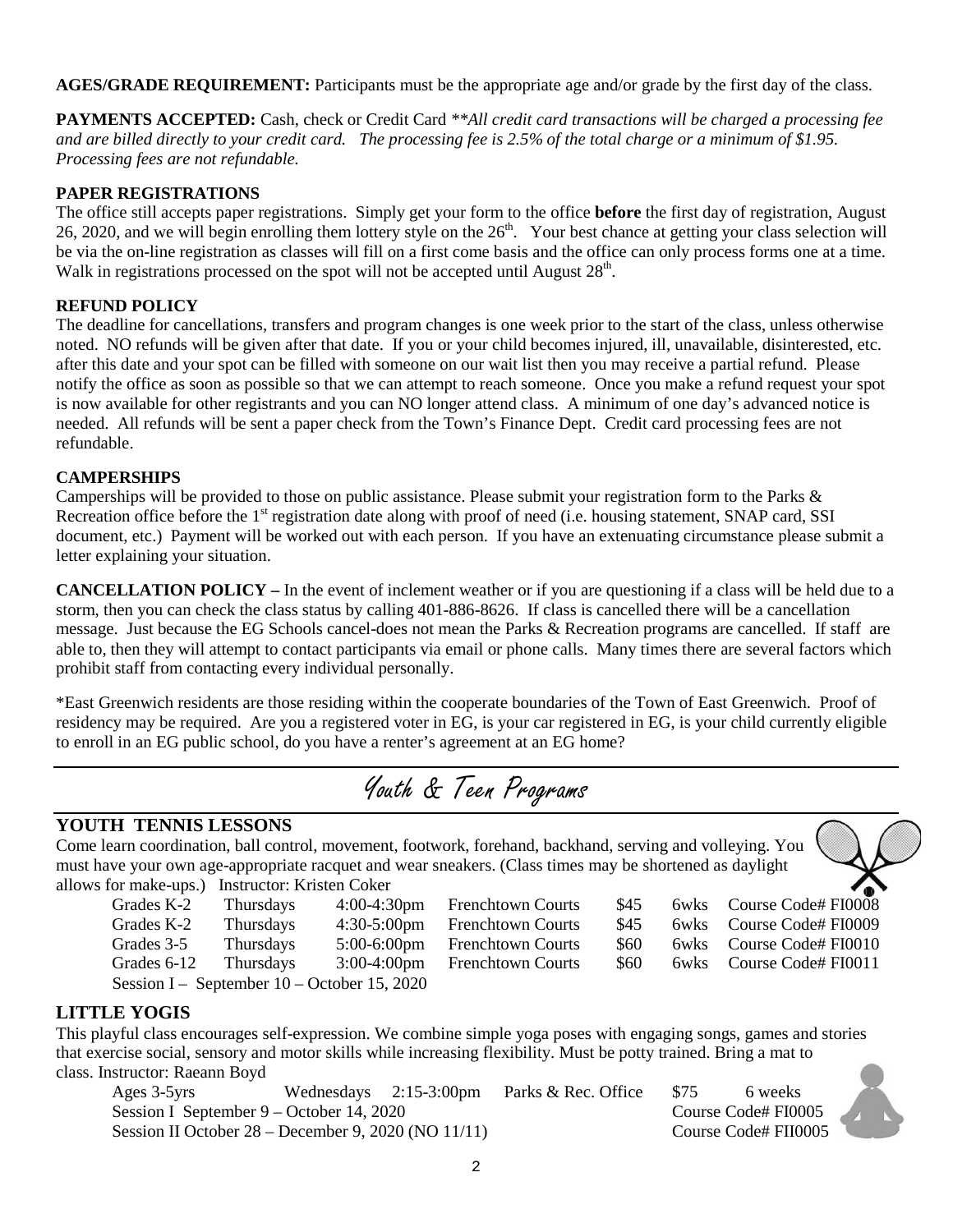**AGES/GRADE REQUIREMENT:** Participants must be the appropriate age and/or grade by the first day of the class.

**PAYMENTS ACCEPTED:** Cash, check or Credit Card *\*\*All credit card transactions will be charged a processing fee and are billed directly to your credit card. The processing fee is 2.5% of the total charge or a minimum of $1.95. Processing fees are not refundable.*

**PAPER REGISTRATIONS**

The office still accepts paper registrations. Simply get your form to the office **before** the first day of registration, August 26, 2020, and we will begin enrolling them lottery style on the 26th. Your best chance at getting your class selection will be via the on-line registration as classes will fill on a first come basis and the office can only process forms one at a time. Walk in registrations processed on the spot will not be accepted until August 28th.

**REFUND POLICY**

The deadline for cancellations, transfers and program changes is one week prior to the start of the class, unless otherwise noted. NO refunds will be given after that date. If you or your child becomes injured, ill, unavailable, disinterested, etc. after this date and your spot can be filled with someone on our wait list then you may receive a partial refund. Please notify the office as soon as possible so that we can attempt to reach someone. Once you make a refund request your spot is now available for other registrants and you can NO longer attend class. A minimum of one day's advanced notice is needed. All refunds will be sent a paper check from the Town's Finance Dept. Credit card processing fees are not refundable.

**CAMPERSHIPS**

Camperships will be provided to those on public assistance. Please submit your registration form to the Parks & Recreation office before the 1st registration date along with proof of need (i.e. housing statement, SNAP card, SSI document, etc.) Payment will be worked out with each person. If you have an extenuating circumstance please submit a letter explaining your situation.

**CANCELLATION POLICY –** In the event of inclement weather or if you are questioning if a class will be held due to a storm, then you can check the class status by calling 401-886-8626. If class is cancelled there will be a cancellation message. Just because the EG Schools cancel-does not mean the Parks & Recreation programs are cancelled. If staff are able to, then they will attempt to contact participants via email or phone calls. Many times there are several factors which prohibit staff from contacting every individual personally.

\*East Greenwich residents are those residing within the cooperate boundaries of the Town of East Greenwich. Proof of residency may be required. Are you a registered voter in EG, is your car registered in EG, is your child currently eligible to enroll in an EG public school, do you have a renter's agreement at an EG home?

# Youth & Teen Programs

## YOUTH TENNIS LESSONS

Come learn coordination, ball control, movement, footwork, forehand, backhand, serving and volleying. You must have your own age-appropriate racquet and wear sneakers. (Class times may be shortened as daylight allows for make-ups.) Instructor: Kristen Coker

| Grades | Day | Time | Location | Fee | Length | Course Code |
|---|---|---|---|---|---|---|
| Grades K-2 | Thursdays | 4:00-4:30pm | Frenchtown Courts | $45 | 6wks | Course Code# FI0008 |
| Grades K-2 | Thursdays | 4:30-5:00pm | Frenchtown Courts | $45 | 6wks | Course Code# FI0009 |
| Grades 3-5 | Thursdays | 5:00-6:00pm | Frenchtown Courts | $60 | 6wks | Course Code# FI0010 |
| Grades 6-12 | Thursdays | 3:00-4:00pm | Frenchtown Courts | $60 | 6wks | Course Code# FI0011 |

Session I – September 10 – October 15, 2020

## LITTLE YOGIS

This playful class encourages self-expression. We combine simple yoga poses with engaging songs, games and stories that exercise social, sensory and motor skills while increasing flexibility. Must be potty trained. Bring a mat to class. Instructor: Raeann Boyd

Ages 3-5yrs Wednesdays 2:15-3:00pm Parks & Rec. Office $75 6 weeks

Session I September 9 – October 14, 2020 Course Code# FI0005

Session II October 28 – December 9, 2020 (NO 11/11) Course Code# FII0005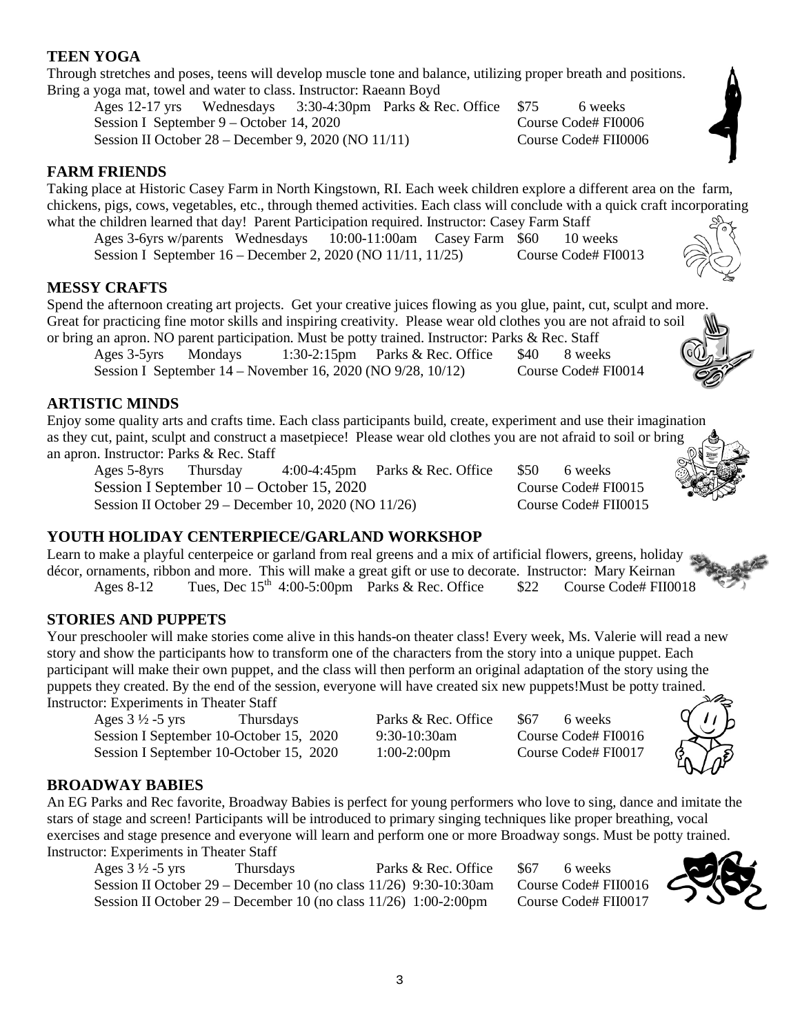## TEEN YOGA

Through stretches and poses, teens will develop muscle tone and balance, utilizing proper breath and positions. Bring a yoga mat, towel and water to class. Instructor: Raeann Boyd

Ages 12-17 yrs Wednesdays 3:30-4:30pm Parks & Rec. Office $75 6 weeks

Session I September 9 – October 14, 2020 Course Code# FI0006

Session II October 28 – December 9, 2020 (NO 11/11) Course Code# FII0006

## FARM FRIENDS

Taking place at Historic Casey Farm in North Kingstown, RI. Each week children explore a different area on the farm, chickens, pigs, cows, vegetables, etc., through themed activities. Each class will conclude with a quick craft incorporating what the children learned that day! Parent Participation required. Instructor: Casey Farm Staff

Ages 3-6yrs w/parents Wednesdays 10:00-11:00am Casey Farm $60 10 weeks

Session I September 16 – December 2, 2020 (NO 11/11, 11/25) Course Code# FI0013

## MESSY CRAFTS

Spend the afternoon creating art projects. Get your creative juices flowing as you glue, paint, cut, sculpt and more. Great for practicing fine motor skills and inspiring creativity. Please wear old clothes you are not afraid to soil or bring an apron. NO parent participation. Must be potty trained. Instructor: Parks & Rec. Staff

Ages 3-5yrs Mondays 1:30-2:15pm Parks & Rec. Office $40 8 weeks

Session I September 14 – November 16, 2020 (NO 9/28, 10/12) Course Code# FI0014

## ARTISTIC MINDS

Enjoy some quality arts and crafts time. Each class participants build, create, experiment and use their imagination as they cut, paint, sculpt and construct a masetpiece! Please wear old clothes you are not afraid to soil or bring an apron. Instructor: Parks & Rec. Staff

Ages 5-8yrs Thursday 4:00-4:45pm Parks & Rec. Office $50 6 weeks

Session I September 10 – October 15, 2020 Course Code# FI0015

Session II October 29 – December 10, 2020 (NO 11/26) Course Code# FII0015

## YOUTH HOLIDAY CENTERPIECE/GARLAND WORKSHOP

Learn to make a playful centerpeice or garland from real greens and a mix of artificial flowers, greens, holiday décor, ornaments, ribbon and more. This will make a great gift or use to decorate. Instructor: Mary Keirnan

Ages 8-12 Tues, Dec 15th 4:00-5:00pm Parks & Rec. Office $22 Course Code# FII0018

## STORIES AND PUPPETS

Your preschooler will make stories come alive in this hands-on theater class! Every week, Ms. Valerie will read a new story and show the participants how to transform one of the characters from the story into a unique puppet. Each participant will make their own puppet, and the class will then perform an original adaptation of the story using the puppets they created. By the end of the session, everyone will have created six new puppets!Must be potty trained. Instructor: Experiments in Theater Staff

Ages 3 ½ -5 yrs Thursdays Parks & Rec. Office $67 6 weeks

Session I September 10-October 15, 2020 9:30-10:30am Course Code# FI0016

Session I September 10-October 15, 2020 1:00-2:00pm Course Code# FI0017

## BROADWAY BABIES

An EG Parks and Rec favorite, Broadway Babies is perfect for young performers who love to sing, dance and imitate the stars of stage and screen! Participants will be introduced to primary singing techniques like proper breathing, vocal exercises and stage presence and everyone will learn and perform one or more Broadway songs. Must be potty trained. Instructor: Experiments in Theater Staff

Ages 3 ½ -5 yrs Thursdays Parks & Rec. Office $67 6 weeks

Session II October 29 – December 10 (no class 11/26) 9:30-10:30am Course Code# FII0016

Session II October 29 – December 10 (no class 11/26) 1:00-2:00pm Course Code# FII0017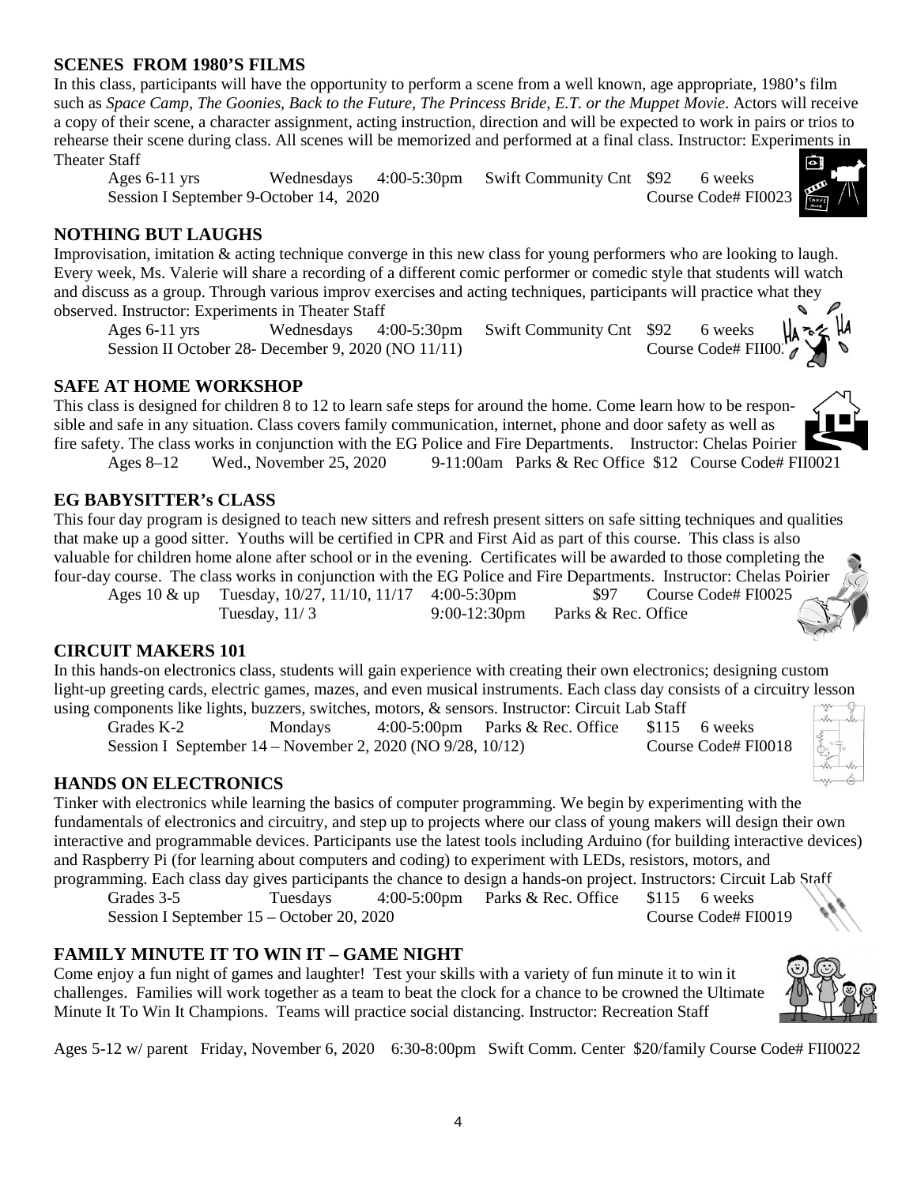## SCENES FROM 1980'S FILMS

In this class, participants will have the opportunity to perform a scene from a well known, age appropriate, 1980's film such as *Space Camp*, *The Goonies*, *Back to the Future*, *The Princess Bride, E.T. or the Muppet Movie*. Actors will receive a copy of their scene, a character assignment, acting instruction, direction and will be expected to work in pairs or trios to rehearse their scene during class. All scenes will be memorized and performed at a final class. Instructor: Experiments in Theater Staff

Ages 6-11 yrs Wednesdays 4:00-5:30pm Swift Community Cnt $92 6 weeks
Session I September 9-October 14, 2020 Course Code# FI0023

## NOTHING BUT LAUGHS

Improvisation, imitation & acting technique converge in this new class for young performers who are looking to laugh. Every week, Ms. Valerie will share a recording of a different comic performer or comedic style that students will watch and discuss as a group. Through various improv exercises and acting techniques, participants will practice what they observed. Instructor: Experiments in Theater Staff

Ages 6-11 yrs Wednesdays 4:00-5:30pm Swift Community Cnt $92 6 weeks
Session II October 28- December 9, 2020 (NO 11/11) Course Code# FII00

## SAFE AT HOME WORKSHOP

This class is designed for children 8 to 12 to learn safe steps for around the home. Come learn how to be responsible and safe in any situation. Class covers family communication, internet, phone and door safety as well as fire safety. The class works in conjunction with the EG Police and Fire Departments. Instructor: Chelas Poirier

Ages 8–12 Wed., November 25, 2020 9-11:00am Parks & Rec Office $12 Course Code# FII0021

## EG BABYSITTER's CLASS

This four day program is designed to teach new sitters and refresh present sitters on safe sitting techniques and qualities that make up a good sitter. Youths will be certified in CPR and First Aid as part of this course. This class is also valuable for children home alone after school or in the evening. Certificates will be awarded to those completing the four-day course. The class works in conjunction with the EG Police and Fire Departments. Instructor: Chelas Poirier

Ages 10 & up Tuesday, 10/27, 11/10, 11/17 4:00-5:30pm $97 Course Code# FI0025
Tuesday, 11/ 3 9:00-12:30pm Parks & Rec. Office

## CIRCUIT MAKERS 101

In this hands-on electronics class, students will gain experience with creating their own electronics; designing custom light-up greeting cards, electric games, mazes, and even musical instruments. Each class day consists of a circuitry lesson using components like lights, buzzers, switches, motors, & sensors. Instructor: Circuit Lab Staff

Grades K-2 Mondays 4:00-5:00pm Parks & Rec. Office $115 6 weeks
Session I September 14 – November 2, 2020 (NO 9/28, 10/12) Course Code# FI0018

## HANDS ON ELECTRONICS

Tinker with electronics while learning the basics of computer programming. We begin by experimenting with the fundamentals of electronics and circuitry, and step up to projects where our class of young makers will design their own interactive and programmable devices. Participants use the latest tools including Arduino (for building interactive devices) and Raspberry Pi (for learning about computers and coding) to experiment with LEDs, resistors, motors, and programming. Each class day gives participants the chance to design a hands-on project. Instructors: Circuit Lab Staff

Grades 3-5 Tuesdays 4:00-5:00pm Parks & Rec. Office $115 6 weeks
Session I September 15 – October 20, 2020 Course Code# FI0019

## FAMILY MINUTE IT TO WIN IT – GAME NIGHT

Come enjoy a fun night of games and laughter! Test your skills with a variety of fun minute it to win it challenges. Families will work together as a team to beat the clock for a chance to be crowned the Ultimate Minute It To Win It Champions. Teams will practice social distancing. Instructor: Recreation Staff

Ages 5-12 w/ parent Friday, November 6, 2020 6:30-8:00pm Swift Comm. Center $20/family Course Code# FII0022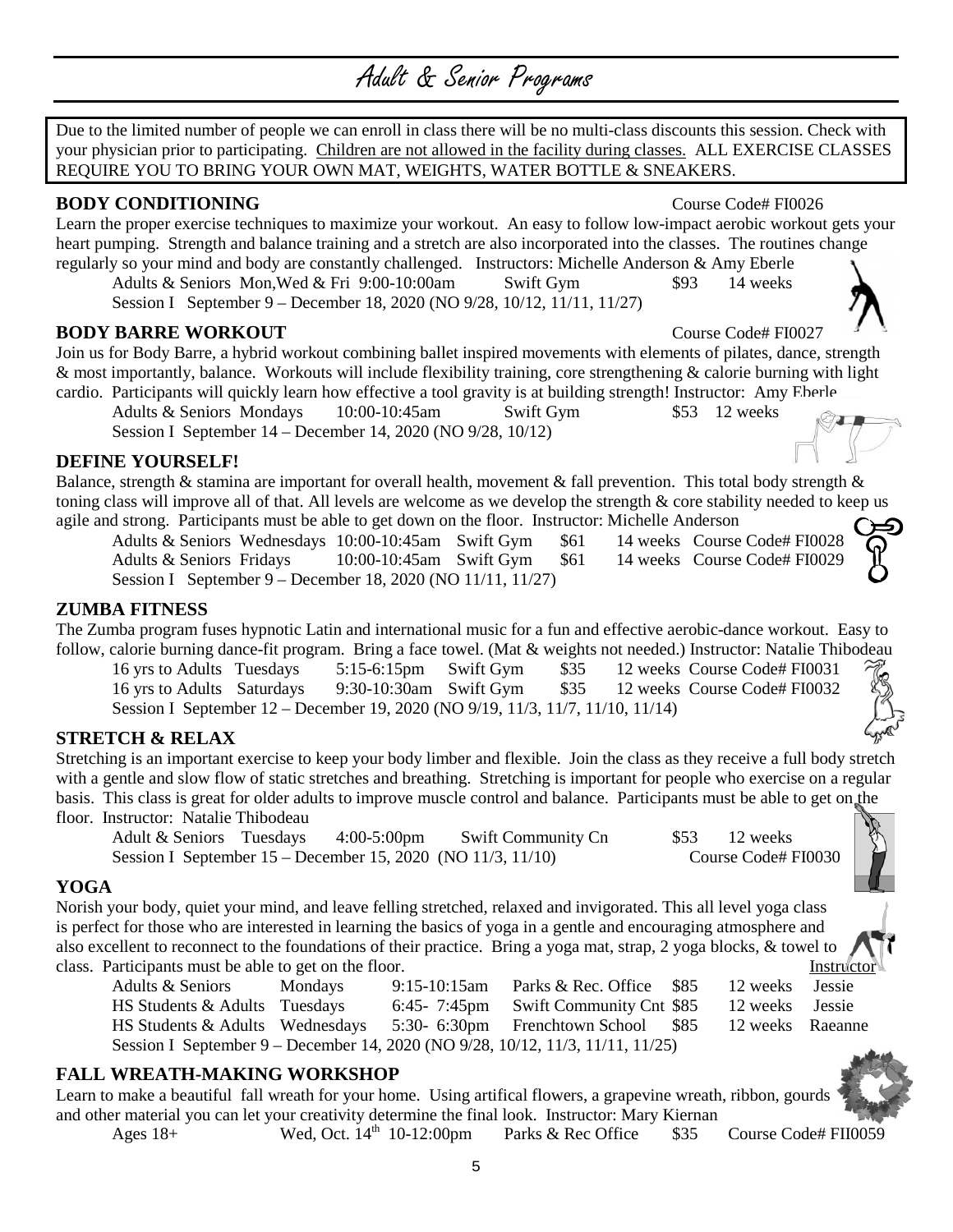# Adult & Senior Programs

Due to the limited number of people we can enroll in class there will be no multi-class discounts this session. Check with your physician prior to participating. Children are not allowed in the facility during classes. ALL EXERCISE CLASSES REQUIRE YOU TO BRING YOUR OWN MAT, WEIGHTS, WATER BOTTLE & SNEAKERS.

## BODY CONDITIONING

Course Code# FI0026

Learn the proper exercise techniques to maximize your workout. An easy to follow low-impact aerobic workout gets your heart pumping. Strength and balance training and a stretch are also incorporated into the classes. The routines change regularly so your mind and body are constantly challenged. Instructors: Michelle Anderson & Amy Eberle

Adults & Seniors Mon,Wed & Fri 9:00-10:00am Swift Gym $93 14 weeks

Session I September 9 – December 18, 2020 (NO 9/28, 10/12, 11/11, 11/27)

## BODY BARRE WORKOUT

Course Code# FI0027

Join us for Body Barre, a hybrid workout combining ballet inspired movements with elements of pilates, dance, strength & most importantly, balance. Workouts will include flexibility training, core strengthening & calorie burning with light cardio. Participants will quickly learn how effective a tool gravity is at building strength! Instructor: Amy Eberle

Adults & Seniors Mondays 10:00-10:45am Swift Gym $53 12 weeks

Session I September 14 – December 14, 2020 (NO 9/28, 10/12)

## DEFINE YOURSELF!

Balance, strength & stamina are important for overall health, movement & fall prevention. This total body strength & toning class will improve all of that. All levels are welcome as we develop the strength & core stability needed to keep us agile and strong. Participants must be able to get down on the floor. Instructor: Michelle Anderson

Adults & Seniors Wednesdays 10:00-10:45am Swift Gym $61 14 weeks Course Code# FI0028

Adults & Seniors Fridays 10:00-10:45am Swift Gym $61 14 weeks Course Code# FI0029

Session I September 9 – December 18, 2020 (NO 11/11, 11/27)

## ZUMBA FITNESS

The Zumba program fuses hypnotic Latin and international music for a fun and effective aerobic-dance workout. Easy to follow, calorie burning dance-fit program. Bring a face towel. (Mat & weights not needed.) Instructor: Natalie Thibodeau

16 yrs to Adults Tuesdays 5:15-6:15pm Swift Gym $35 12 weeks Course Code# FI0031

16 yrs to Adults Saturdays 9:30-10:30am Swift Gym $35 12 weeks Course Code# FI0032

Session I September 12 – December 19, 2020 (NO 9/19, 11/3, 11/7, 11/10, 11/14)

## STRETCH & RELAX

Stretching is an important exercise to keep your body limber and flexible. Join the class as they receive a full body stretch with a gentle and slow flow of static stretches and breathing. Stretching is important for people who exercise on a regular basis. This class is great for older adults to improve muscle control and balance. Participants must be able to get on the floor. Instructor: Natalie Thibodeau

Adult & Seniors Tuesdays 4:00-5:00pm Swift Community Cn $53 12 weeks

Session I September 15 – December 15, 2020 (NO 11/3, 11/10) Course Code# FI0030

## YOGA

Norish your body, quiet your mind, and leave felling stretched, relaxed and invigorated. This all level yoga class is perfect for those who are interested in learning the basics of yoga in a gentle and encouraging atmosphere and also excellent to reconnect to the foundations of their practice. Bring a yoga mat, strap, 2 yoga blocks, & towel to class. Participants must be able to get on the floor.

| | | | | | | Instructor |
|---|---|---|---|---|---|---|
| Adults & Seniors | Mondays | 9:15-10:15am | Parks & Rec. Office | $85 | 12 weeks | Jessie |
| HS Students & Adults | Tuesdays | 6:45- 7:45pm | Swift Community Cnt | $85 | 12 weeks | Jessie |
| HS Students & Adults | Wednesdays | 5:30- 6:30pm | Frenchtown School | $85 | 12 weeks | Raeanne |

Session I September 9 – December 14, 2020 (NO 9/28, 10/12, 11/3, 11/11, 11/25)

## FALL WREATH-MAKING WORKSHOP

Learn to make a beautiful fall wreath for your home. Using artifical flowers, a grapevine wreath, ribbon, gourds and other material you can let your creativity determine the final look. Instructor: Mary Kiernan

Ages 18+ Wed, Oct. 14th 10-12:00pm Parks & Rec Office $35 Course Code# FII0059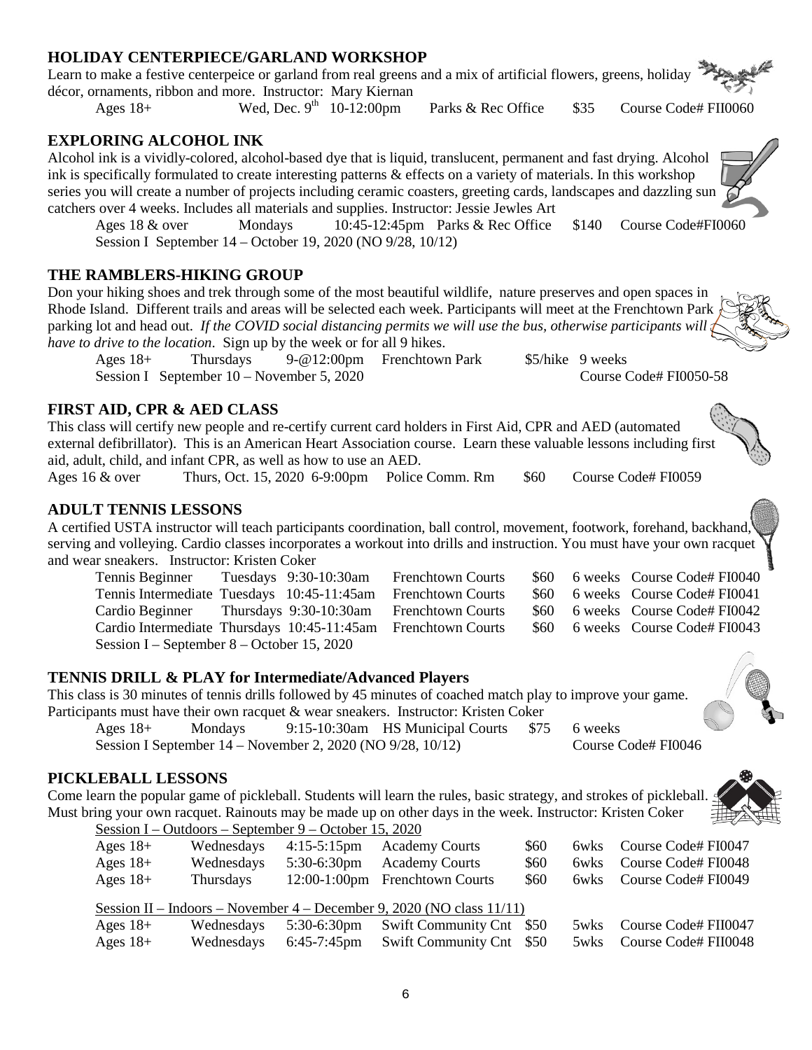## HOLIDAY CENTERPIECE/GARLAND WORKSHOP

Learn to make a festive centerpeice or garland from real greens and a mix of artificial flowers, greens, holiday décor, ornaments, ribbon and more. Instructor: Mary Kiernan

Ages 18+ Wed, Dec. 9th 10-12:00pm Parks & Rec Office $35 Course Code# FII0060

## EXPLORING ALCOHOL INK

Alcohol ink is a vividly-colored, alcohol-based dye that is liquid, translucent, permanent and fast drying. Alcohol ink is specifically formulated to create interesting patterns & effects on a variety of materials. In this workshop series you will create a number of projects including ceramic coasters, greeting cards, landscapes and dazzling sun catchers over 4 weeks. Includes all materials and supplies. Instructor: Jessie Jewles Art

Ages 18 & over Mondays 10:45-12:45pm Parks & Rec Office $140 Course Code#FI0060
Session I September 14 – October 19, 2020 (NO 9/28, 10/12)

## THE RAMBLERS-HIKING GROUP

Don your hiking shoes and trek through some of the most beautiful wildlife, nature preserves and open spaces in Rhode Island. Different trails and areas will be selected each week. Participants will meet at the Frenchtown Park parking lot and head out. *If the COVID social distancing permits we will use the bus, otherwise participants will have to drive to the location*. Sign up by the week or for all 9 hikes.

Ages 18+ Thursdays 9-@12:00pm Frenchtown Park $5/hike 9 weeks
Session I September 10 – November 5, 2020 Course Code# FI0050-58

## FIRST AID, CPR & AED CLASS

This class will certify new people and re-certify current card holders in First Aid, CPR and AED (automated external defibrillator). This is an American Heart Association course. Learn these valuable lessons including first aid, adult, child, and infant CPR, as well as how to use an AED.

Ages 16 & over Thurs, Oct. 15, 2020 6-9:00pm Police Comm. Rm $60 Course Code# FI0059

## ADULT TENNIS LESSONS

A certified USTA instructor will teach participants coordination, ball control, movement, footwork, forehand, backhand, serving and volleying. Cardio classes incorporates a workout into drills and instruction. You must have your own racquet and wear sneakers. Instructor: Kristen Coker

| | | | | | | |
|---|---|---|---|---|---|---|
| Tennis Beginner | Tuesdays | 9:30-10:30am | Frenchtown Courts | $60 | 6 weeks | Course Code# FI0040 |
| Tennis Intermediate | Tuesdays | 10:45-11:45am | Frenchtown Courts | $60 | 6 weeks | Course Code# FI0041 |
| Cardio Beginner | Thursdays | 9:30-10:30am | Frenchtown Courts | $60 | 6 weeks | Course Code# FI0042 |
| Cardio Intermediate | Thursdays | 10:45-11:45am | Frenchtown Courts | $60 | 6 weeks | Course Code# FI0043 |

Session I – September 8 – October 15, 2020

## TENNIS DRILL & PLAY for Intermediate/Advanced Players

This class is 30 minutes of tennis drills followed by 45 minutes of coached match play to improve your game. Participants must have their own racquet & wear sneakers. Instructor: Kristen Coker

Ages 18+ Mondays 9:15-10:30am HS Municipal Courts $75 6 weeks
Session I September 14 – November 2, 2020 (NO 9/28, 10/12) Course Code# FI0046

## PICKLEBALL LESSONS

Come learn the popular game of pickleball. Students will learn the rules, basic strategy, and strokes of pickleball. Must bring your own racquet. Rainouts may be made up on other days in the week. Instructor: Kristen Coker

Session I – Outdoors – September 9 – October 15, 2020

| | | | | | | |
|---|---|---|---|---|---|---|
| Ages 18+ | Wednesdays | 4:15-5:15pm | Academy Courts | $60 | 6wks | Course Code# FI0047 |
| Ages 18+ | Wednesdays | 5:30-6:30pm | Academy Courts | $60 | 6wks | Course Code# FI0048 |
| Ages 18+ | Thursdays | 12:00-1:00pm | Frenchtown Courts | $60 | 6wks | Course Code# FI0049 |

Session II – Indoors – November 4 – December 9, 2020 (NO class 11/11)

| | | | | | | |
|---|---|---|---|---|---|---|
| Ages 18+ | Wednesdays | 5:30-6:30pm | Swift Community Cnt | $50 | 5wks | Course Code# FII0047 |
| Ages 18+ | Wednesdays | 6:45-7:45pm | Swift Community Cnt | $50 | 5wks | Course Code# FII0048 |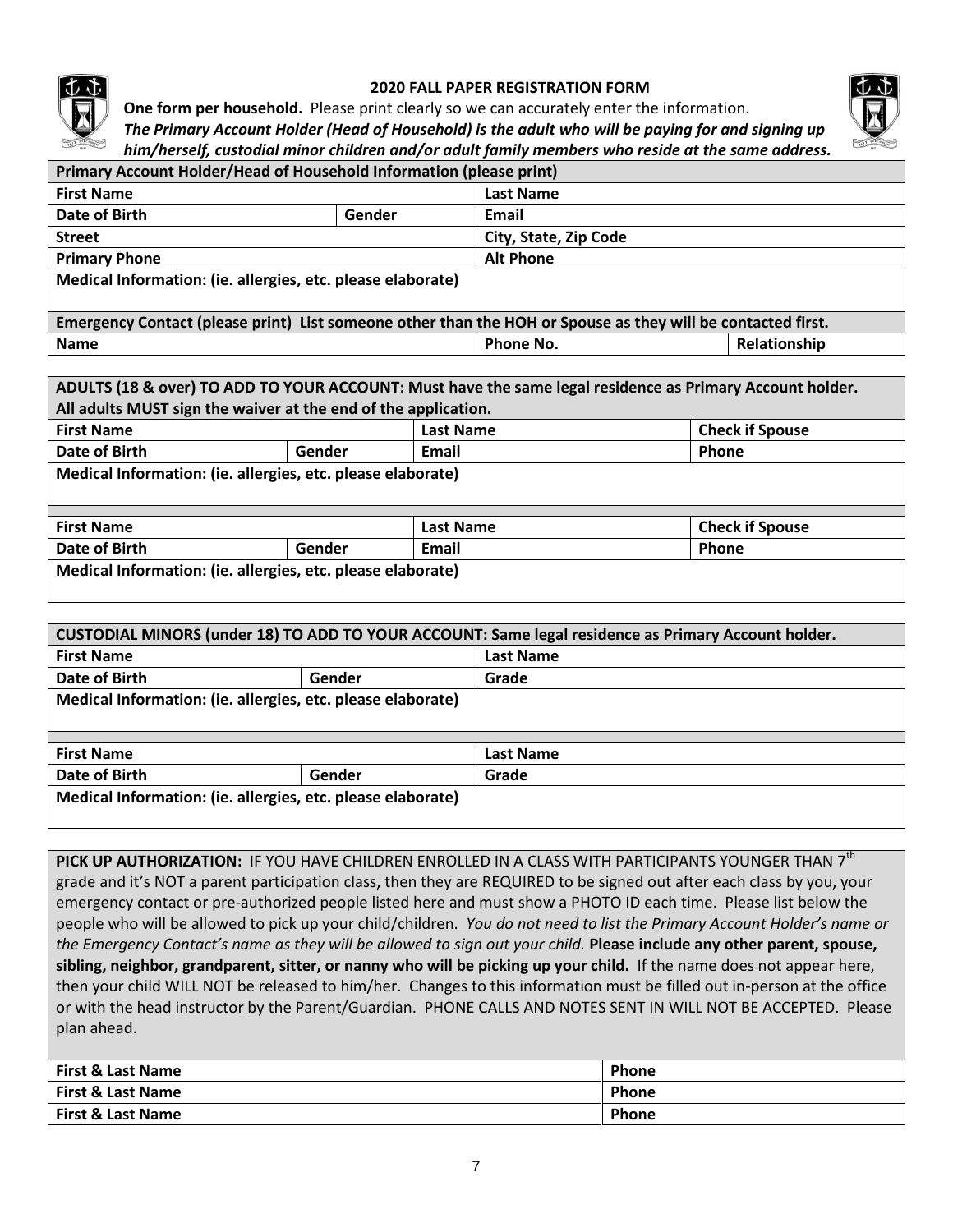# 2020 FALL PAPER REGISTRATION FORM

**One form per household.** Please print clearly so we can accurately enter the information.
***The Primary Account Holder (Head of Household) is the adult who will be paying for and signing up him/herself, custodial minor children and/or adult family members who reside at the same address.***

| **Primary Account Holder/Head of Household Information (please print)** | | | |
|---|---|---|---|
| **First Name** | | **Last Name** | |
| **Date of Birth** | **Gender** | **Email** | |
| **Street** | | **City, State, Zip Code** | |
| **Primary Phone** | | **Alt Phone** | |
| **Medical Information: (ie. allergies, etc. please elaborate)** | | | |
| **Emergency Contact (please print) List someone other than the HOH or Spouse as they will be contacted first.** | | | |
| **Name** | | **Phone No.** | **Relationship** |

| **ADULTS (18 & over) TO ADD TO YOUR ACCOUNT: Must have the same legal residence as Primary Account holder. All adults MUST sign the waiver at the end of the application.** | | | |
|---|---|---|---|
| **First Name** | | **Last Name** | **Check if Spouse** |
| **Date of Birth** | **Gender** | **Email** | **Phone** |
| **Medical Information: (ie. allergies, etc. please elaborate)** | | | |
| **First Name** | | **Last Name** | **Check if Spouse** |
| **Date of Birth** | **Gender** | **Email** | **Phone** |
| **Medical Information: (ie. allergies, etc. please elaborate)** | | | |

| **CUSTODIAL MINORS (under 18) TO ADD TO YOUR ACCOUNT: Same legal residence as Primary Account holder.** | | |
|---|---|---|
| **First Name** | | **Last Name** |
| **Date of Birth** | **Gender** | **Grade** |
| **Medical Information: (ie. allergies, etc. please elaborate)** | | |
| **First Name** | | **Last Name** |
| **Date of Birth** | **Gender** | **Grade** |
| **Medical Information: (ie. allergies, etc. please elaborate)** | | |

**PICK UP AUTHORIZATION:** IF YOU HAVE CHILDREN ENROLLED IN A CLASS WITH PARTICIPANTS YOUNGER THAN 7th grade and it's NOT a parent participation class, then they are REQUIRED to be signed out after each class by you, your emergency contact or pre-authorized people listed here and must show a PHOTO ID each time. Please list below the people who will be allowed to pick up your child/children. *You do not need to list the Primary Account Holder's name or the Emergency Contact's name as they will be allowed to sign out your child.* **Please include any other parent, spouse, sibling, neighbor, grandparent, sitter, or nanny who will be picking up your child.** If the name does not appear here, then your child WILL NOT be released to him/her. Changes to this information must be filled out in-person at the office or with the head instructor by the Parent/Guardian. PHONE CALLS AND NOTES SENT IN WILL NOT BE ACCEPTED. Please plan ahead.

| **First & Last Name** | **Phone** |
|---|---|
| **First & Last Name** | **Phone** |
| **First & Last Name** | **Phone** |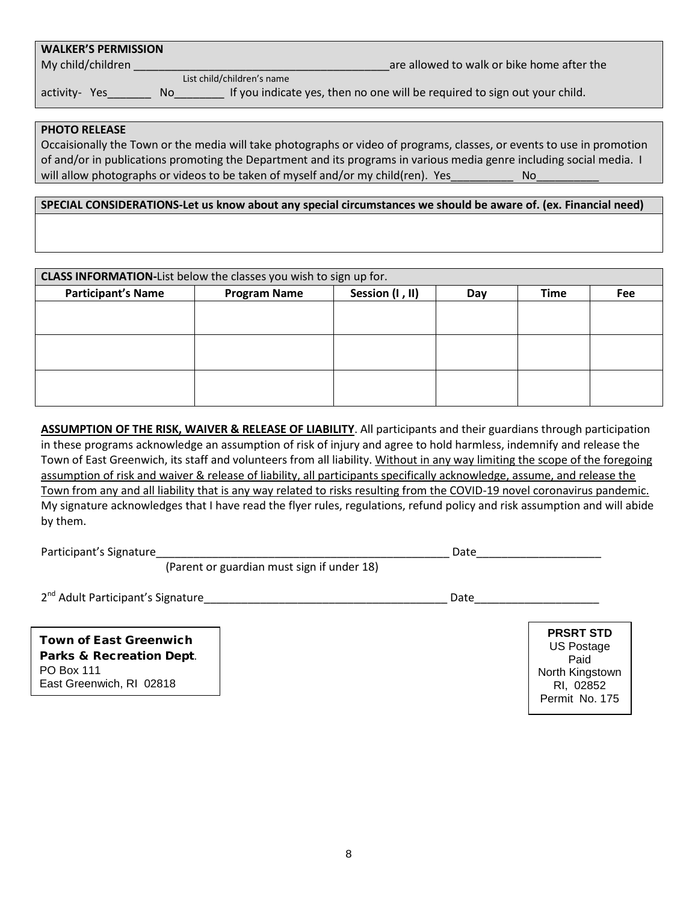**WALKER'S PERMISSION**

My child/children \_\_\_\_\_\_\_\_\_\_\_\_\_\_\_\_\_\_\_\_\_\_\_\_\_\_\_\_\_\_\_\_\_\_\_\_\_\_\_\_ are allowed to walk or bike home after the

List child/children's name

activity- Yes\_\_\_\_\_\_\_ No\_\_\_\_\_\_\_\_ If you indicate yes, then no one will be required to sign out your child.

**PHOTO RELEASE**

Occaisionally the Town or the media will take photographs or video of programs, classes, or events to use in promotion of and/or in publications promoting the Department and its programs in various media genre including social media. I will allow photographs or videos to be taken of myself and/or my child(ren). Yes\_\_\_\_\_\_\_\_\_\_ No\_\_\_\_\_\_\_\_\_\_

**SPECIAL CONSIDERATIONS-Let us know about any special circumstances we should be aware of. (ex. Financial need)**

**CLASS INFORMATION-**List below the classes you wish to sign up for.

| Participant's Name | Program Name | Session (I , II) | Day | Time | Fee |
|---|---|---|---|---|---|
| | | | | | |
| | | | | | |
| | | | | | |

**ASSUMPTION OF THE RISK, WAIVER & RELEASE OF LIABILITY**. All participants and their guardians through participation in these programs acknowledge an assumption of risk of injury and agree to hold harmless, indemnify and release the Town of East Greenwich, its staff and volunteers from all liability. Without in any way limiting the scope of the foregoing assumption of risk and waiver & release of liability, all participants specifically acknowledge, assume, and release the Town from any and all liability that is any way related to risks resulting from the COVID-19 novel coronavirus pandemic. My signature acknowledges that I have read the flyer rules, regulations, refund policy and risk assumption and will abide by them.

Participant's Signature\_\_\_\_\_\_\_\_\_\_\_\_\_\_\_\_\_\_\_\_\_\_\_\_\_\_\_\_\_\_\_\_\_\_\_\_\_\_\_\_\_\_\_\_\_\_\_\_ Date\_\_\_\_\_\_\_\_\_\_\_\_\_\_\_\_\_\_\_\_

(Parent or guardian must sign if under 18)

2nd Adult Participant's Signature\_\_\_\_\_\_\_\_\_\_\_\_\_\_\_\_\_\_\_\_\_\_\_\_\_\_\_\_\_\_\_\_\_\_\_\_\_\_\_\_ Date\_\_\_\_\_\_\_\_\_\_\_\_\_\_\_\_\_\_\_\_

**Town of East Greenwich**
**Parks & Recreation Dept.**
PO Box 111
East Greenwich, RI 02818

**PRSRT STD**
US Postage
Paid
North Kingstown
RI, 02852
Permit No. 175